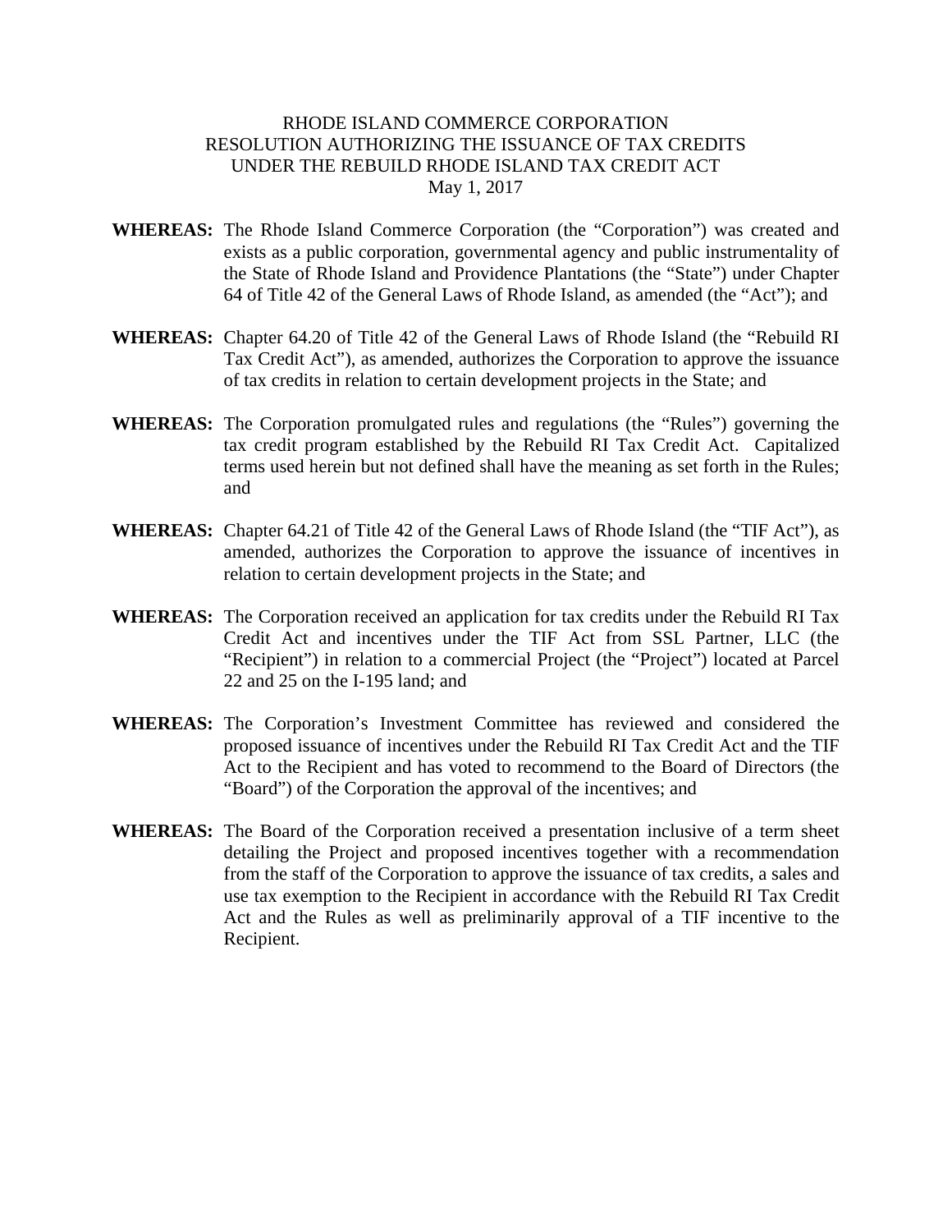RHODE ISLAND COMMERCE CORPORATION
RESOLUTION AUTHORIZING THE ISSUANCE OF TAX CREDITS
UNDER THE REBUILD RHODE ISLAND TAX CREDIT ACT
May 1, 2017

**WHEREAS:** The Rhode Island Commerce Corporation (the "Corporation") was created and exists as a public corporation, governmental agency and public instrumentality of the State of Rhode Island and Providence Plantations (the "State") under Chapter 64 of Title 42 of the General Laws of Rhode Island, as amended (the "Act"); and

**WHEREAS:** Chapter 64.20 of Title 42 of the General Laws of Rhode Island (the "Rebuild RI Tax Credit Act"), as amended, authorizes the Corporation to approve the issuance of tax credits in relation to certain development projects in the State; and

**WHEREAS:** The Corporation promulgated rules and regulations (the "Rules") governing the tax credit program established by the Rebuild RI Tax Credit Act. Capitalized terms used herein but not defined shall have the meaning as set forth in the Rules; and

**WHEREAS:** Chapter 64.21 of Title 42 of the General Laws of Rhode Island (the "TIF Act"), as amended, authorizes the Corporation to approve the issuance of incentives in relation to certain development projects in the State; and

**WHEREAS:** The Corporation received an application for tax credits under the Rebuild RI Tax Credit Act and incentives under the TIF Act from SSL Partner, LLC (the "Recipient") in relation to a commercial Project (the "Project") located at Parcel 22 and 25 on the I-195 land; and

**WHEREAS:** The Corporation's Investment Committee has reviewed and considered the proposed issuance of incentives under the Rebuild RI Tax Credit Act and the TIF Act to the Recipient and has voted to recommend to the Board of Directors (the "Board") of the Corporation the approval of the incentives; and

**WHEREAS:** The Board of the Corporation received a presentation inclusive of a term sheet detailing the Project and proposed incentives together with a recommendation from the staff of the Corporation to approve the issuance of tax credits, a sales and use tax exemption to the Recipient in accordance with the Rebuild RI Tax Credit Act and the Rules as well as preliminarily approval of a TIF incentive to the Recipient.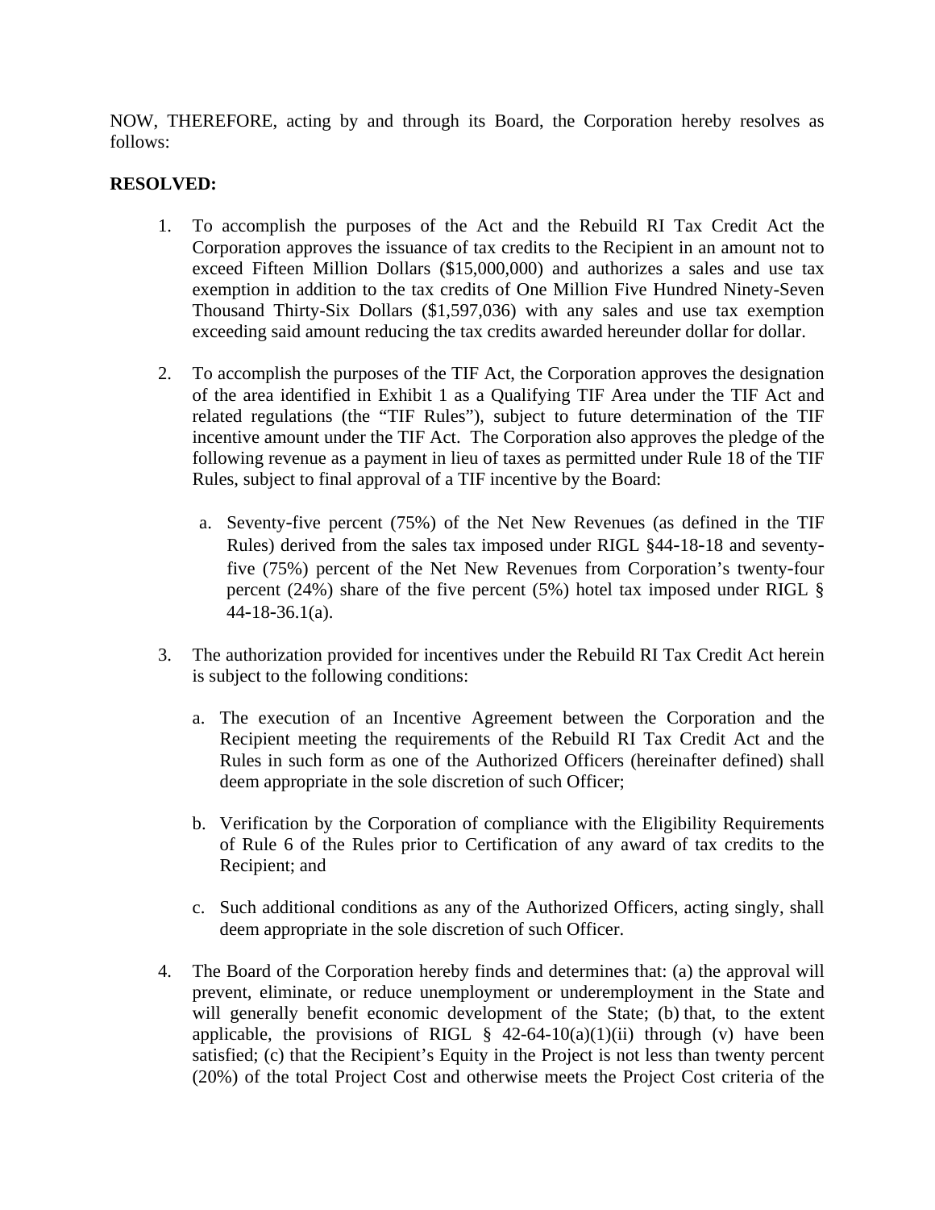NOW, THEREFORE, acting by and through its Board, the Corporation hereby resolves as follows:

**RESOLVED:**

1. To accomplish the purposes of the Act and the Rebuild RI Tax Credit Act the Corporation approves the issuance of tax credits to the Recipient in an amount not to exceed Fifteen Million Dollars ($15,000,000) and authorizes a sales and use tax exemption in addition to the tax credits of One Million Five Hundred Ninety-Seven Thousand Thirty-Six Dollars ($1,597,036) with any sales and use tax exemption exceeding said amount reducing the tax credits awarded hereunder dollar for dollar.

2. To accomplish the purposes of the TIF Act, the Corporation approves the designation of the area identified in Exhibit 1 as a Qualifying TIF Area under the TIF Act and related regulations (the "TIF Rules"), subject to future determination of the TIF incentive amount under the TIF Act. The Corporation also approves the pledge of the following revenue as a payment in lieu of taxes as permitted under Rule 18 of the TIF Rules, subject to final approval of a TIF incentive by the Board:

   a. Seventy-five percent (75%) of the Net New Revenues (as defined in the TIF Rules) derived from the sales tax imposed under RIGL §44-18-18 and seventy-five (75%) percent of the Net New Revenues from Corporation's twenty-four percent (24%) share of the five percent (5%) hotel tax imposed under RIGL § 44-18-36.1(a).

3. The authorization provided for incentives under the Rebuild RI Tax Credit Act herein is subject to the following conditions:

   a. The execution of an Incentive Agreement between the Corporation and the Recipient meeting the requirements of the Rebuild RI Tax Credit Act and the Rules in such form as one of the Authorized Officers (hereinafter defined) shall deem appropriate in the sole discretion of such Officer;

   b. Verification by the Corporation of compliance with the Eligibility Requirements of Rule 6 of the Rules prior to Certification of any award of tax credits to the Recipient; and

   c. Such additional conditions as any of the Authorized Officers, acting singly, shall deem appropriate in the sole discretion of such Officer.

4. The Board of the Corporation hereby finds and determines that: (a) the approval will prevent, eliminate, or reduce unemployment or underemployment in the State and will generally benefit economic development of the State; (b) that, to the extent applicable, the provisions of RIGL § 42-64-10(a)(1)(ii) through (v) have been satisfied; (c) that the Recipient's Equity in the Project is not less than twenty percent (20%) of the total Project Cost and otherwise meets the Project Cost criteria of the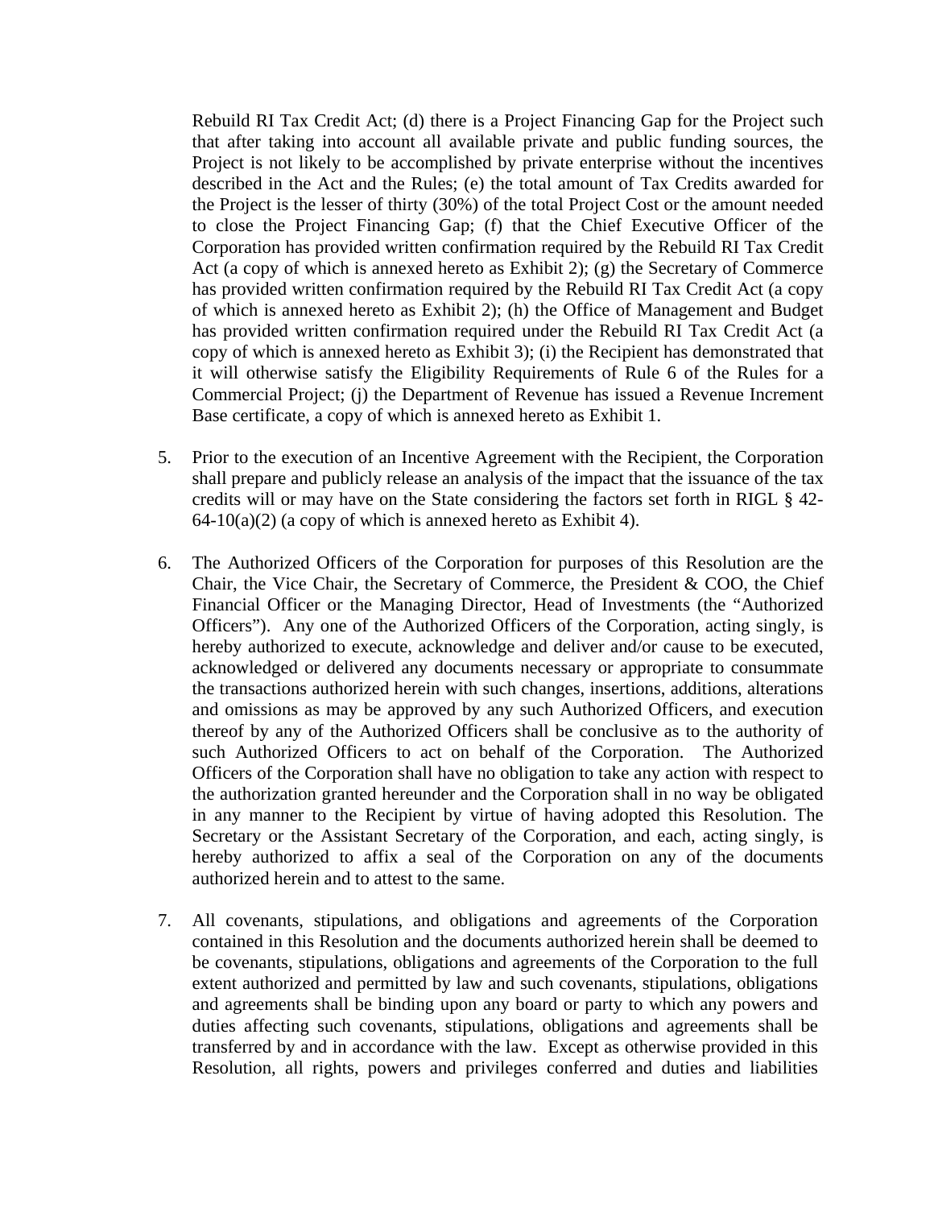Rebuild RI Tax Credit Act; (d) there is a Project Financing Gap for the Project such that after taking into account all available private and public funding sources, the Project is not likely to be accomplished by private enterprise without the incentives described in the Act and the Rules; (e) the total amount of Tax Credits awarded for the Project is the lesser of thirty (30%) of the total Project Cost or the amount needed to close the Project Financing Gap; (f) that the Chief Executive Officer of the Corporation has provided written confirmation required by the Rebuild RI Tax Credit Act (a copy of which is annexed hereto as Exhibit 2); (g) the Secretary of Commerce has provided written confirmation required by the Rebuild RI Tax Credit Act (a copy of which is annexed hereto as Exhibit 2); (h) the Office of Management and Budget has provided written confirmation required under the Rebuild RI Tax Credit Act (a copy of which is annexed hereto as Exhibit 3); (i) the Recipient has demonstrated that it will otherwise satisfy the Eligibility Requirements of Rule 6 of the Rules for a Commercial Project; (j) the Department of Revenue has issued a Revenue Increment Base certificate, a copy of which is annexed hereto as Exhibit 1.

5. Prior to the execution of an Incentive Agreement with the Recipient, the Corporation shall prepare and publicly release an analysis of the impact that the issuance of the tax credits will or may have on the State considering the factors set forth in RIGL § 42-64-10(a)(2) (a copy of which is annexed hereto as Exhibit 4).

6. The Authorized Officers of the Corporation for purposes of this Resolution are the Chair, the Vice Chair, the Secretary of Commerce, the President & COO, the Chief Financial Officer or the Managing Director, Head of Investments (the "Authorized Officers"). Any one of the Authorized Officers of the Corporation, acting singly, is hereby authorized to execute, acknowledge and deliver and/or cause to be executed, acknowledged or delivered any documents necessary or appropriate to consummate the transactions authorized herein with such changes, insertions, additions, alterations and omissions as may be approved by any such Authorized Officers, and execution thereof by any of the Authorized Officers shall be conclusive as to the authority of such Authorized Officers to act on behalf of the Corporation. The Authorized Officers of the Corporation shall have no obligation to take any action with respect to the authorization granted hereunder and the Corporation shall in no way be obligated in any manner to the Recipient by virtue of having adopted this Resolution. The Secretary or the Assistant Secretary of the Corporation, and each, acting singly, is hereby authorized to affix a seal of the Corporation on any of the documents authorized herein and to attest to the same.

7. All covenants, stipulations, and obligations and agreements of the Corporation contained in this Resolution and the documents authorized herein shall be deemed to be covenants, stipulations, obligations and agreements of the Corporation to the full extent authorized and permitted by law and such covenants, stipulations, obligations and agreements shall be binding upon any board or party to which any powers and duties affecting such covenants, stipulations, obligations and agreements shall be transferred by and in accordance with the law. Except as otherwise provided in this Resolution, all rights, powers and privileges conferred and duties and liabilities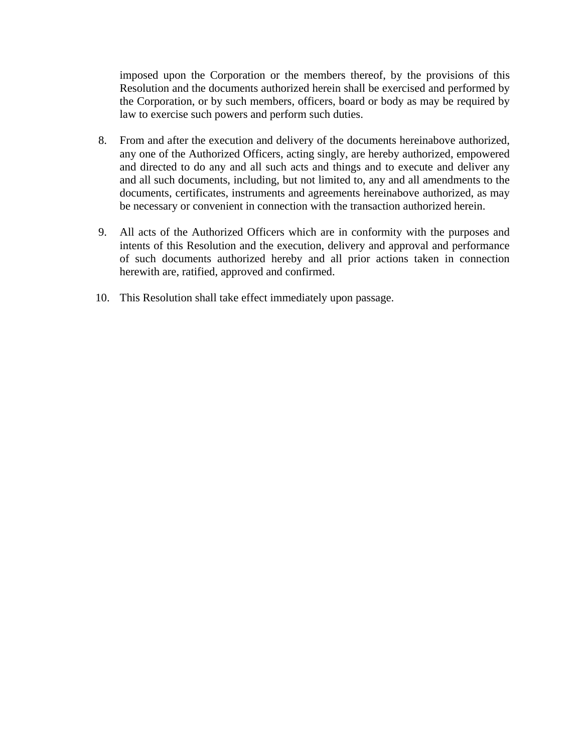imposed upon the Corporation or the members thereof, by the provisions of this Resolution and the documents authorized herein shall be exercised and performed by the Corporation, or by such members, officers, board or body as may be required by law to exercise such powers and perform such duties.

8. From and after the execution and delivery of the documents hereinabove authorized, any one of the Authorized Officers, acting singly, are hereby authorized, empowered and directed to do any and all such acts and things and to execute and deliver any and all such documents, including, but not limited to, any and all amendments to the documents, certificates, instruments and agreements hereinabove authorized, as may be necessary or convenient in connection with the transaction authorized herein.

9. All acts of the Authorized Officers which are in conformity with the purposes and intents of this Resolution and the execution, delivery and approval and performance of such documents authorized hereby and all prior actions taken in connection herewith are, ratified, approved and confirmed.

10. This Resolution shall take effect immediately upon passage.